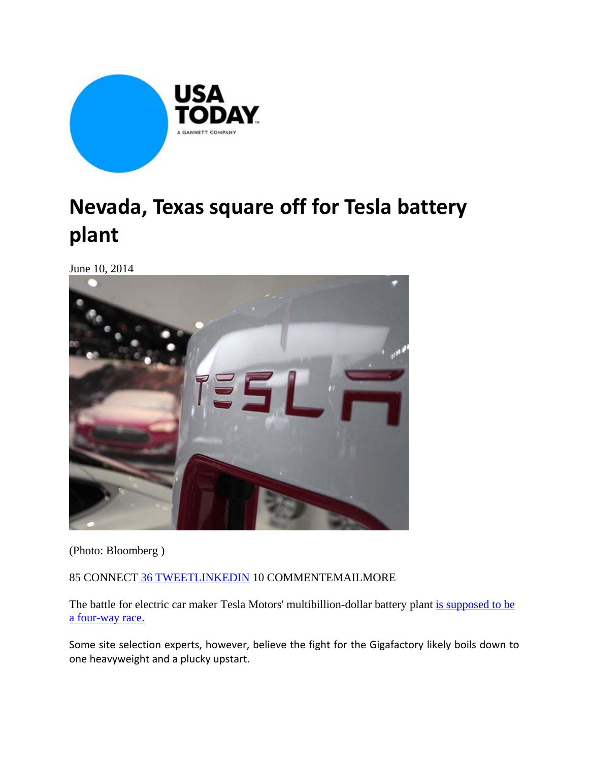# Nevada, Texas square off for Tesla battery plant

June 10, 2014

(Photo: Bloomberg )

85 CONNECT 36 TWEETLINKEDIN 10 COMMENTEMAILMORE

The battle for electric car maker Tesla Motors' multibillion-dollar battery plant is supposed to be a four-way race.

Some site selection experts, however, believe the fight for the Gigafactory likely boils down to one heavyweight and a plucky upstart.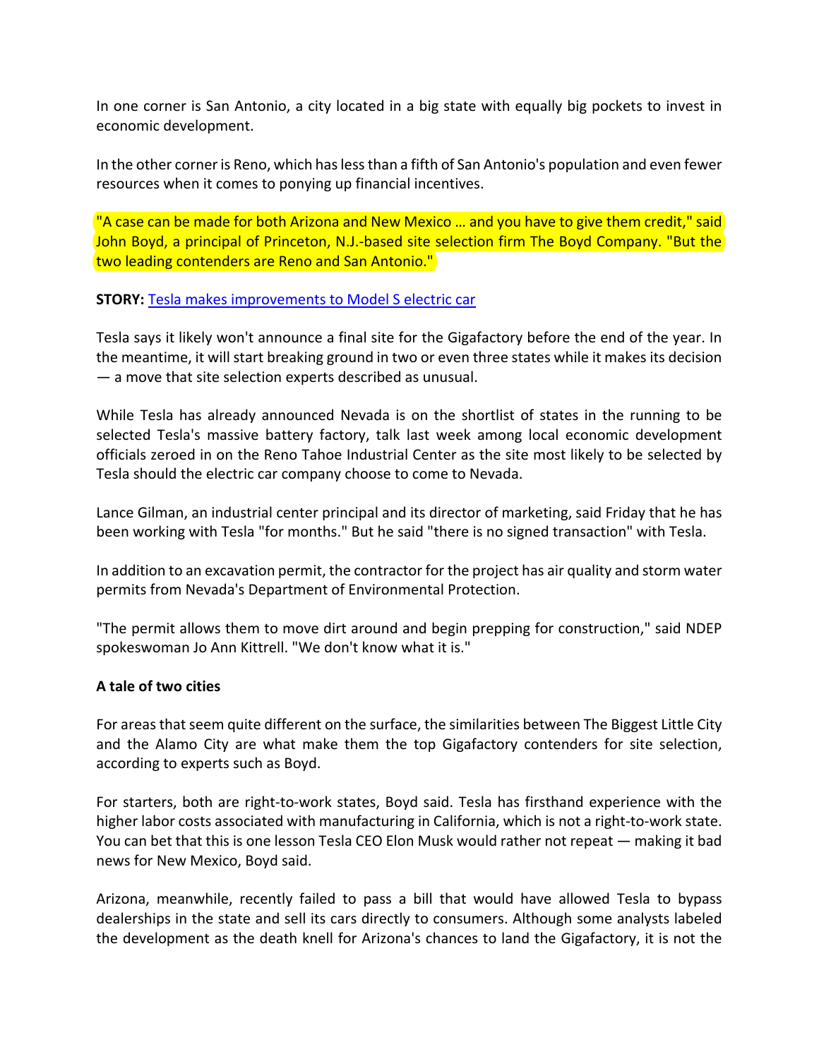In one corner is San Antonio, a city located in a big state with equally big pockets to invest in economic development.

In the other corner is Reno, which has less than a fifth of San Antonio's population and even fewer resources when it comes to ponying up financial incentives.

"A case can be made for both Arizona and New Mexico … and you have to give them credit," said John Boyd, a principal of Princeton, N.J.-based site selection firm The Boyd Company. "But the two leading contenders are Reno and San Antonio."

**STORY:** [Tesla makes improvements to Model S electric car]

Tesla says it likely won't announce a final site for the Gigafactory before the end of the year. In the meantime, it will start breaking ground in two or even three states while it makes its decision — a move that site selection experts described as unusual.

While Tesla has already announced Nevada is on the shortlist of states in the running to be selected Tesla's massive battery factory, talk last week among local economic development officials zeroed in on the Reno Tahoe Industrial Center as the site most likely to be selected by Tesla should the electric car company choose to come to Nevada.

Lance Gilman, an industrial center principal and its director of marketing, said Friday that he has been working with Tesla "for months." But he said "there is no signed transaction" with Tesla.

In addition to an excavation permit, the contractor for the project has air quality and storm water permits from Nevada's Department of Environmental Protection.

"The permit allows them to move dirt around and begin prepping for construction," said NDEP spokeswoman Jo Ann Kittrell. "We don't know what it is."

**A tale of two cities**

For areas that seem quite different on the surface, the similarities between The Biggest Little City and the Alamo City are what make them the top Gigafactory contenders for site selection, according to experts such as Boyd.

For starters, both are right-to-work states, Boyd said. Tesla has firsthand experience with the higher labor costs associated with manufacturing in California, which is not a right-to-work state. You can bet that this is one lesson Tesla CEO Elon Musk would rather not repeat — making it bad news for New Mexico, Boyd said.

Arizona, meanwhile, recently failed to pass a bill that would have allowed Tesla to bypass dealerships in the state and sell its cars directly to consumers. Although some analysts labeled the development as the death knell for Arizona's chances to land the Gigafactory, it is not the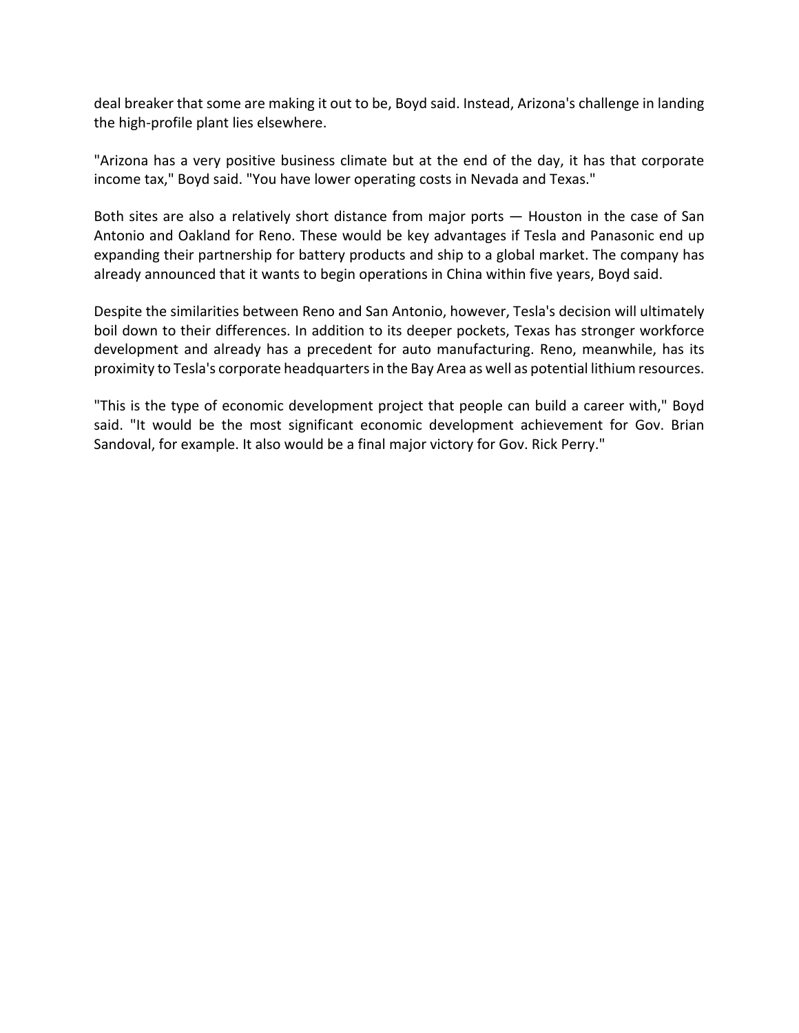deal breaker that some are making it out to be, Boyd said. Instead, Arizona's challenge in landing the high-profile plant lies elsewhere.

"Arizona has a very positive business climate but at the end of the day, it has that corporate income tax," Boyd said. "You have lower operating costs in Nevada and Texas."

Both sites are also a relatively short distance from major ports — Houston in the case of San Antonio and Oakland for Reno. These would be key advantages if Tesla and Panasonic end up expanding their partnership for battery products and ship to a global market. The company has already announced that it wants to begin operations in China within five years, Boyd said.

Despite the similarities between Reno and San Antonio, however, Tesla's decision will ultimately boil down to their differences. In addition to its deeper pockets, Texas has stronger workforce development and already has a precedent for auto manufacturing. Reno, meanwhile, has its proximity to Tesla's corporate headquarters in the Bay Area as well as potential lithium resources.

"This is the type of economic development project that people can build a career with," Boyd said. "It would be the most significant economic development achievement for Gov. Brian Sandoval, for example. It also would be a final major victory for Gov. Rick Perry."